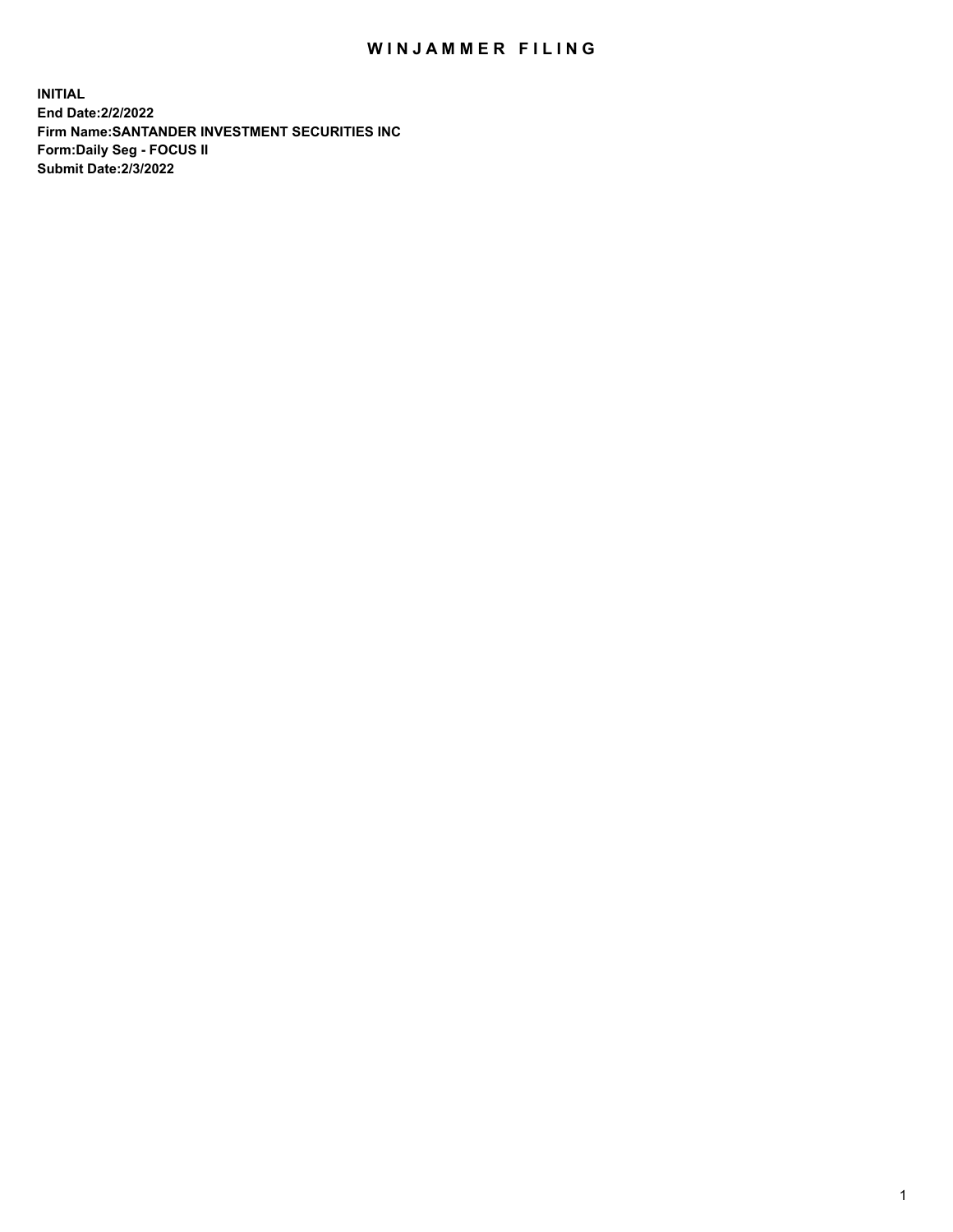# WINJAMMER FILING

**INITIAL**
**End Date:2/2/2022**
**Firm Name:SANTANDER INVESTMENT SECURITIES INC**
**Form:Daily Seg - FOCUS II**
**Submit Date:2/3/2022**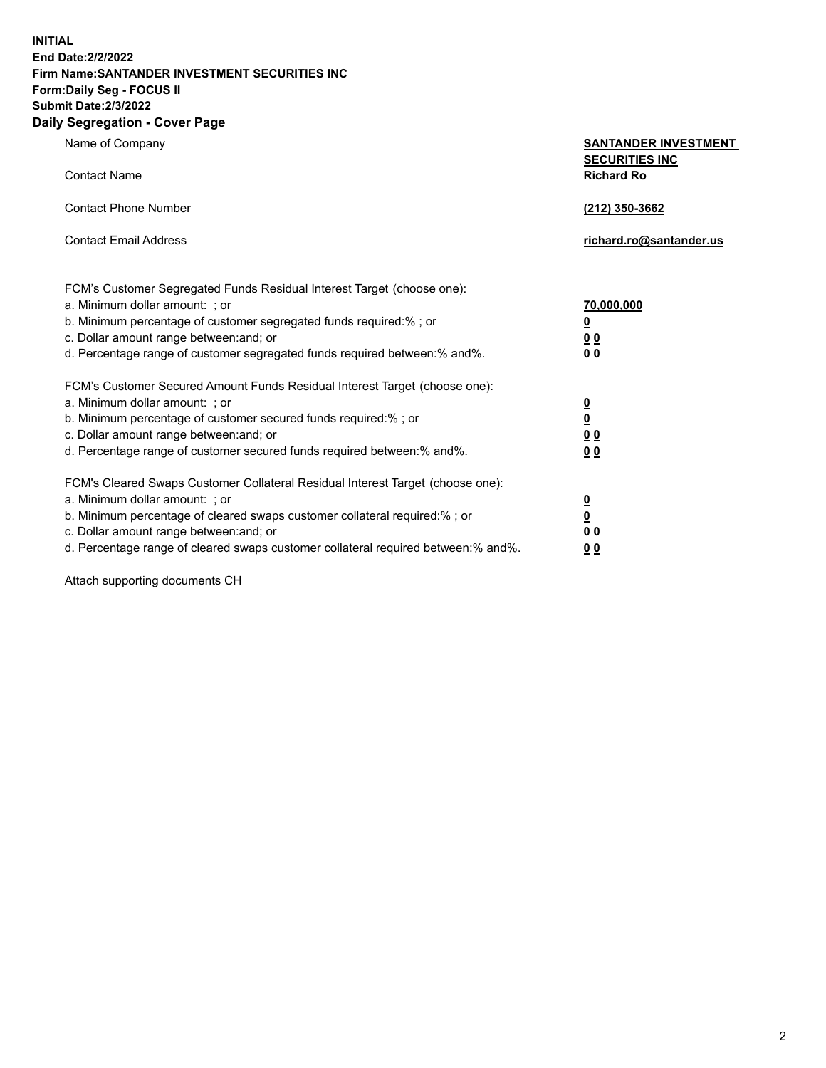**INITIAL**
**End Date:2/2/2022**
**Firm Name:SANTANDER INVESTMENT SECURITIES INC**
**Form:Daily Seg - FOCUS II**
**Submit Date:2/3/2022**

## Daily Segregation - Cover Page

| | |
|---|---|
| Name of Company | **SANTANDER INVESTMENT SECURITIES INC** |
| Contact Name | **Richard Ro** |
| Contact Phone Number | **(212) 350-3662** |
| Contact Email Address | **richard.ro@santander.us** |

| | |
|---|---|
| FCM's Customer Segregated Funds Residual Interest Target (choose one): | |
| a. Minimum dollar amount: ; or | **70,000,000** |
| b. Minimum percentage of customer segregated funds required:% ; or | **0** |
| c. Dollar amount range between:and; or | **0 0** |
| d. Percentage range of customer segregated funds required between:% and%. | **0 0** |
| FCM's Customer Secured Amount Funds Residual Interest Target (choose one): | |
| a. Minimum dollar amount: ; or | **0** |
| b. Minimum percentage of customer secured funds required:% ; or | **0** |
| c. Dollar amount range between:and; or | **0 0** |
| d. Percentage range of customer secured funds required between:% and%. | **0 0** |
| FCM's Cleared Swaps Customer Collateral Residual Interest Target (choose one): | |
| a. Minimum dollar amount: ; or | **0** |
| b. Minimum percentage of cleared swaps customer collateral required:% ; or | **0** |
| c. Dollar amount range between:and; or | **0 0** |
| d. Percentage range of cleared swaps customer collateral required between:% and%. | **0 0** |

Attach supporting documents CH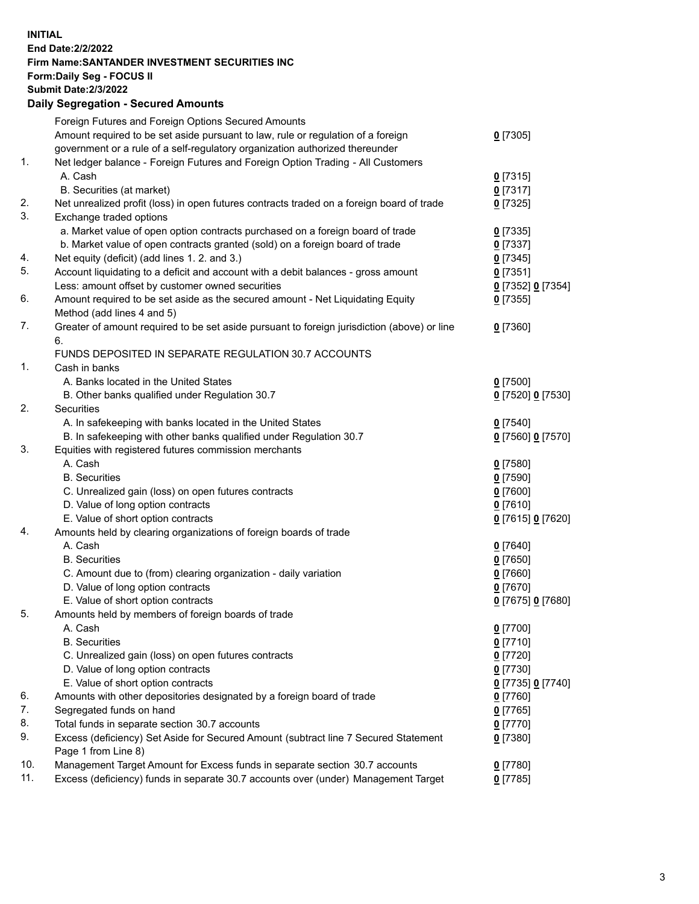**INITIAL**
**End Date:2/2/2022**
**Firm Name:SANTANDER INVESTMENT SECURITIES INC**
**Form:Daily Seg - FOCUS II**
**Submit Date:2/3/2022**

## Daily Segregation - Secured Amounts

| | | |
|---|---|---|
| | Foreign Futures and Foreign Options Secured Amounts | |
| | Amount required to be set aside pursuant to law, rule or regulation of a foreign government or a rule of a self-regulatory organization authorized thereunder | 0 [7305] |
| 1. | Net ledger balance - Foreign Futures and Foreign Option Trading - All Customers | |
| | A. Cash | 0 [7315] |
| | B. Securities (at market) | 0 [7317] |
| 2. | Net unrealized profit (loss) in open futures contracts traded on a foreign board of trade | 0 [7325] |
| 3. | Exchange traded options | |
| | a. Market value of open option contracts purchased on a foreign board of trade | 0 [7335] |
| | b. Market value of open contracts granted (sold) on a foreign board of trade | 0 [7337] |
| 4. | Net equity (deficit) (add lines 1. 2. and 3.) | 0 [7345] |
| 5. | Account liquidating to a deficit and account with a debit balances - gross amount | 0 [7351] |
| | Less: amount offset by customer owned securities | 0 [7352] 0 [7354] |
| 6. | Amount required to be set aside as the secured amount - Net Liquidating Equity Method (add lines 4 and 5) | 0 [7355] |
| 7. | Greater of amount required to be set aside pursuant to foreign jurisdiction (above) or line 6. | 0 [7360] |
| | FUNDS DEPOSITED IN SEPARATE REGULATION 30.7 ACCOUNTS | |
| 1. | Cash in banks | |
| | A. Banks located in the United States | 0 [7500] |
| | B. Other banks qualified under Regulation 30.7 | 0 [7520] 0 [7530] |
| 2. | Securities | |
| | A. In safekeeping with banks located in the United States | 0 [7540] |
| | B. In safekeeping with other banks qualified under Regulation 30.7 | 0 [7560] 0 [7570] |
| 3. | Equities with registered futures commission merchants | |
| | A. Cash | 0 [7580] |
| | B. Securities | 0 [7590] |
| | C. Unrealized gain (loss) on open futures contracts | 0 [7600] |
| | D. Value of long option contracts | 0 [7610] |
| | E. Value of short option contracts | 0 [7615] 0 [7620] |
| 4. | Amounts held by clearing organizations of foreign boards of trade | |
| | A. Cash | 0 [7640] |
| | B. Securities | 0 [7650] |
| | C. Amount due to (from) clearing organization - daily variation | 0 [7660] |
| | D. Value of long option contracts | 0 [7670] |
| | E. Value of short option contracts | 0 [7675] 0 [7680] |
| 5. | Amounts held by members of foreign boards of trade | |
| | A. Cash | 0 [7700] |
| | B. Securities | 0 [7710] |
| | C. Unrealized gain (loss) on open futures contracts | 0 [7720] |
| | D. Value of long option contracts | 0 [7730] |
| | E. Value of short option contracts | 0 [7735] 0 [7740] |
| 6. | Amounts with other depositories designated by a foreign board of trade | 0 [7760] |
| 7. | Segregated funds on hand | 0 [7765] |
| 8. | Total funds in separate section 30.7 accounts | 0 [7770] |
| 9. | Excess (deficiency) Set Aside for Secured Amount (subtract line 7 Secured Statement Page 1 from Line 8) | 0 [7380] |
| 10. | Management Target Amount for Excess funds in separate section 30.7 accounts | 0 [7780] |
| 11. | Excess (deficiency) funds in separate 30.7 accounts over (under) Management Target | 0 [7785] |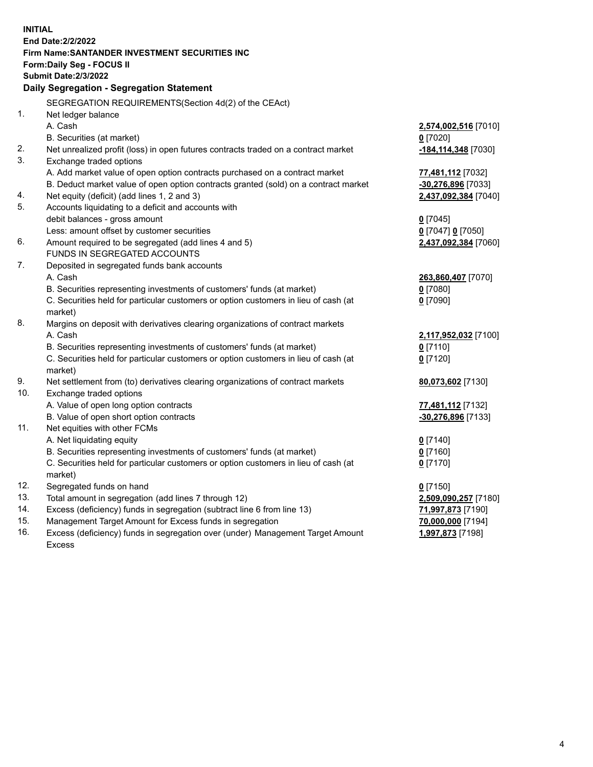**INITIAL**
**End Date:2/2/2022**
**Firm Name:SANTANDER INVESTMENT SECURITIES INC**
**Form:Daily Seg - FOCUS II**
**Submit Date:2/3/2022**

## Daily Segregation - Segregation Statement

| | | |
|---|---|---|
| | SEGREGATION REQUIREMENTS(Section 4d(2) of the CEAct) | |
| 1. | Net ledger balance | |
| | A. Cash | **2,574,002,516** [7010] |
| | B. Securities (at market) | **0** [7020] |
| 2. | Net unrealized profit (loss) in open futures contracts traded on a contract market | **-184,114,348** [7030] |
| 3. | Exchange traded options | |
| | A. Add market value of open option contracts purchased on a contract market | **77,481,112** [7032] |
| | B. Deduct market value of open option contracts granted (sold) on a contract market | **-30,276,896** [7033] |
| 4. | Net equity (deficit) (add lines 1, 2 and 3) | **2,437,092,384** [7040] |
| 5. | Accounts liquidating to a deficit and accounts with debit balances - gross amount | **0** [7045] |
| | Less: amount offset by customer securities | **0** [7047] **0** [7050] |
| 6. | Amount required to be segregated (add lines 4 and 5) | **2,437,092,384** [7060] |
| | FUNDS IN SEGREGATED ACCOUNTS | |
| 7. | Deposited in segregated funds bank accounts | |
| | A. Cash | **263,860,407** [7070] |
| | B. Securities representing investments of customers' funds (at market) | **0** [7080] |
| | C. Securities held for particular customers or option customers in lieu of cash (at market) | **0** [7090] |
| 8. | Margins on deposit with derivatives clearing organizations of contract markets | |
| | A. Cash | **2,117,952,032** [7100] |
| | B. Securities representing investments of customers' funds (at market) | **0** [7110] |
| | C. Securities held for particular customers or option customers in lieu of cash (at market) | **0** [7120] |
| 9. | Net settlement from (to) derivatives clearing organizations of contract markets | **80,073,602** [7130] |
| 10. | Exchange traded options | |
| | A. Value of open long option contracts | **77,481,112** [7132] |
| | B. Value of open short option contracts | **-30,276,896** [7133] |
| 11. | Net equities with other FCMs | |
| | A. Net liquidating equity | **0** [7140] |
| | B. Securities representing investments of customers' funds (at market) | **0** [7160] |
| | C. Securities held for particular customers or option customers in lieu of cash (at market) | **0** [7170] |
| 12. | Segregated funds on hand | **0** [7150] |
| 13. | Total amount in segregation (add lines 7 through 12) | **2,509,090,257** [7180] |
| 14. | Excess (deficiency) funds in segregation (subtract line 6 from line 13) | **71,997,873** [7190] |
| 15. | Management Target Amount for Excess funds in segregation | **70,000,000** [7194] |
| 16. | Excess (deficiency) funds in segregation over (under) Management Target Amount Excess | **1,997,873** [7198] |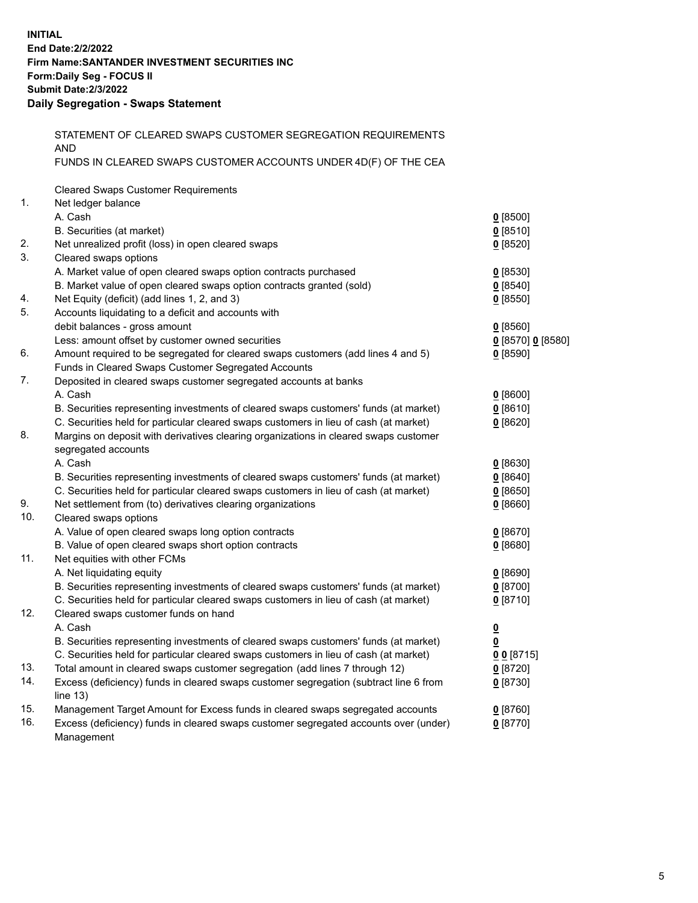**INITIAL**
**End Date:2/2/2022**
**Firm Name:SANTANDER INVESTMENT SECURITIES INC**
**Form:Daily Seg - FOCUS II**
**Submit Date:2/3/2022**
**Daily Segregation - Swaps Statement**

STATEMENT OF CLEARED SWAPS CUSTOMER SEGREGATION REQUIREMENTS AND FUNDS IN CLEARED SWAPS CUSTOMER ACCOUNTS UNDER 4D(F) OF THE CEA

| | | |
|---|---|---|
| | Cleared Swaps Customer Requirements | |
| 1. | Net ledger balance | |
| | A. Cash | 0 [8500] |
| | B. Securities (at market) | 0 [8510] |
| 2. | Net unrealized profit (loss) in open cleared swaps | 0 [8520] |
| 3. | Cleared swaps options | |
| | A. Market value of open cleared swaps option contracts purchased | 0 [8530] |
| | B. Market value of open cleared swaps option contracts granted (sold) | 0 [8540] |
| 4. | Net Equity (deficit) (add lines 1, 2, and 3) | 0 [8550] |
| 5. | Accounts liquidating to a deficit and accounts with debit balances - gross amount | 0 [8560] |
| | Less: amount offset by customer owned securities | 0 [8570] 0 [8580] |
| 6. | Amount required to be segregated for cleared swaps customers (add lines 4 and 5) | 0 [8590] |
| | Funds in Cleared Swaps Customer Segregated Accounts | |
| 7. | Deposited in cleared swaps customer segregated accounts at banks | |
| | A. Cash | 0 [8600] |
| | B. Securities representing investments of cleared swaps customers' funds (at market) | 0 [8610] |
| | C. Securities held for particular cleared swaps customers in lieu of cash (at market) | 0 [8620] |
| 8. | Margins on deposit with derivatives clearing organizations in cleared swaps customer segregated accounts | |
| | A. Cash | 0 [8630] |
| | B. Securities representing investments of cleared swaps customers' funds (at market) | 0 [8640] |
| | C. Securities held for particular cleared swaps customers in lieu of cash (at market) | 0 [8650] |
| 9. | Net settlement from (to) derivatives clearing organizations | 0 [8660] |
| 10. | Cleared swaps options | |
| | A. Value of open cleared swaps long option contracts | 0 [8670] |
| | B. Value of open cleared swaps short option contracts | 0 [8680] |
| 11. | Net equities with other FCMs | |
| | A. Net liquidating equity | 0 [8690] |
| | B. Securities representing investments of cleared swaps customers' funds (at market) | 0 [8700] |
| | C. Securities held for particular cleared swaps customers in lieu of cash (at market) | 0 [8710] |
| 12. | Cleared swaps customer funds on hand | |
| | A. Cash | 0 |
| | B. Securities representing investments of cleared swaps customers' funds (at market) | 0 |
| | C. Securities held for particular cleared swaps customers in lieu of cash (at market) | 0 0 [8715] |
| 13. | Total amount in cleared swaps customer segregation (add lines 7 through 12) | 0 [8720] |
| 14. | Excess (deficiency) funds in cleared swaps customer segregation (subtract line 6 from line 13) | 0 [8730] |
| 15. | Management Target Amount for Excess funds in cleared swaps segregated accounts | 0 [8760] |
| 16. | Excess (deficiency) funds in cleared swaps customer segregated accounts over (under) Management | 0 [8770] |